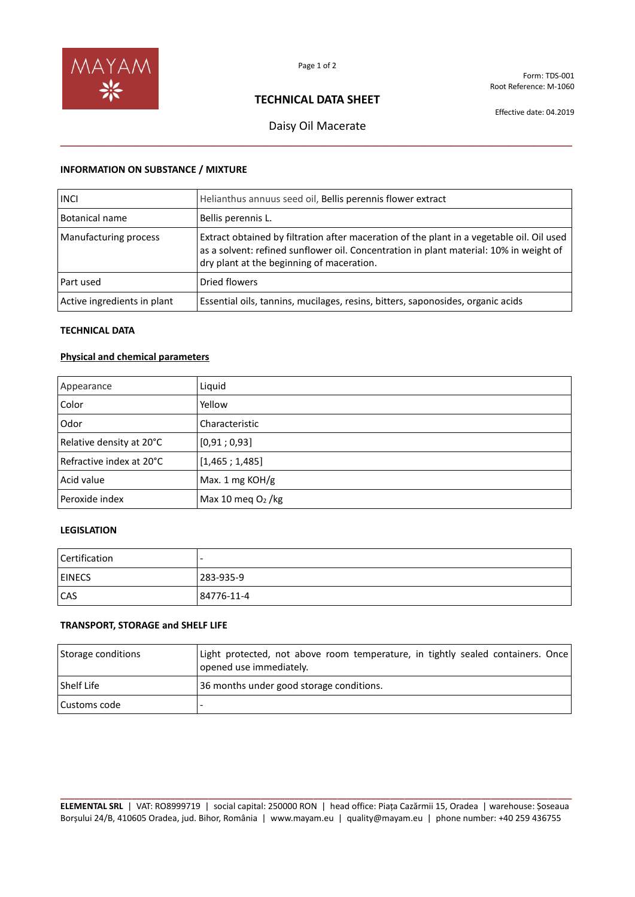Form: TDS-001
Root Reference: M-1060

# TECHNICAL DATA SHEET

Effective date: 04.2019

## Daisy Oil Macerate

### INFORMATION ON SUBSTANCE / MIXTURE

| | |
|---|---|
| INCI | Helianthus annuus seed oil, Bellis perennis flower extract |
| Botanical name | Bellis perennis L. |
| Manufacturing process | Extract obtained by filtration after maceration of the plant in a vegetable oil. Oil used as a solvent: refined sunflower oil. Concentration in plant material: 10% in weight of dry plant at the beginning of maceration. |
| Part used | Dried flowers |
| Active ingredients in plant | Essential oils, tannins, mucilages, resins, bitters, saponosides, organic acids |

### TECHNICAL DATA

**Physical and chemical parameters**

| | |
|---|---|
| Appearance | Liquid |
| Color | Yellow |
| Odor | Characteristic |
| Relative density at 20°C | [0,91 ; 0,93] |
| Refractive index at 20°C | [1,465 ; 1,485] |
| Acid value | Max. 1 mg KOH/g |
| Peroxide index | Max 10 meq $O_2$ /kg |

### LEGISLATION

| | |
|---|---|
| Certification | - |
| EINECS | 283-935-9 |
| CAS | 84776-11-4 |

### TRANSPORT, STORAGE and SHELF LIFE

| | |
|---|---|
| Storage conditions | Light protected, not above room temperature, in tightly sealed containers. Once opened use immediately. |
| Shelf Life | 36 months under good storage conditions. |
| Customs code | - |

**ELEMENTAL SRL** | VAT: RO8999719 | social capital: 250000 RON | head office: Piața Cazărmii 15, Oradea | warehouse: Șoseaua Borșului 24/B, 410605 Oradea, jud. Bihor, România | www.mayam.eu | quality@mayam.eu | phone number: +40 259 436755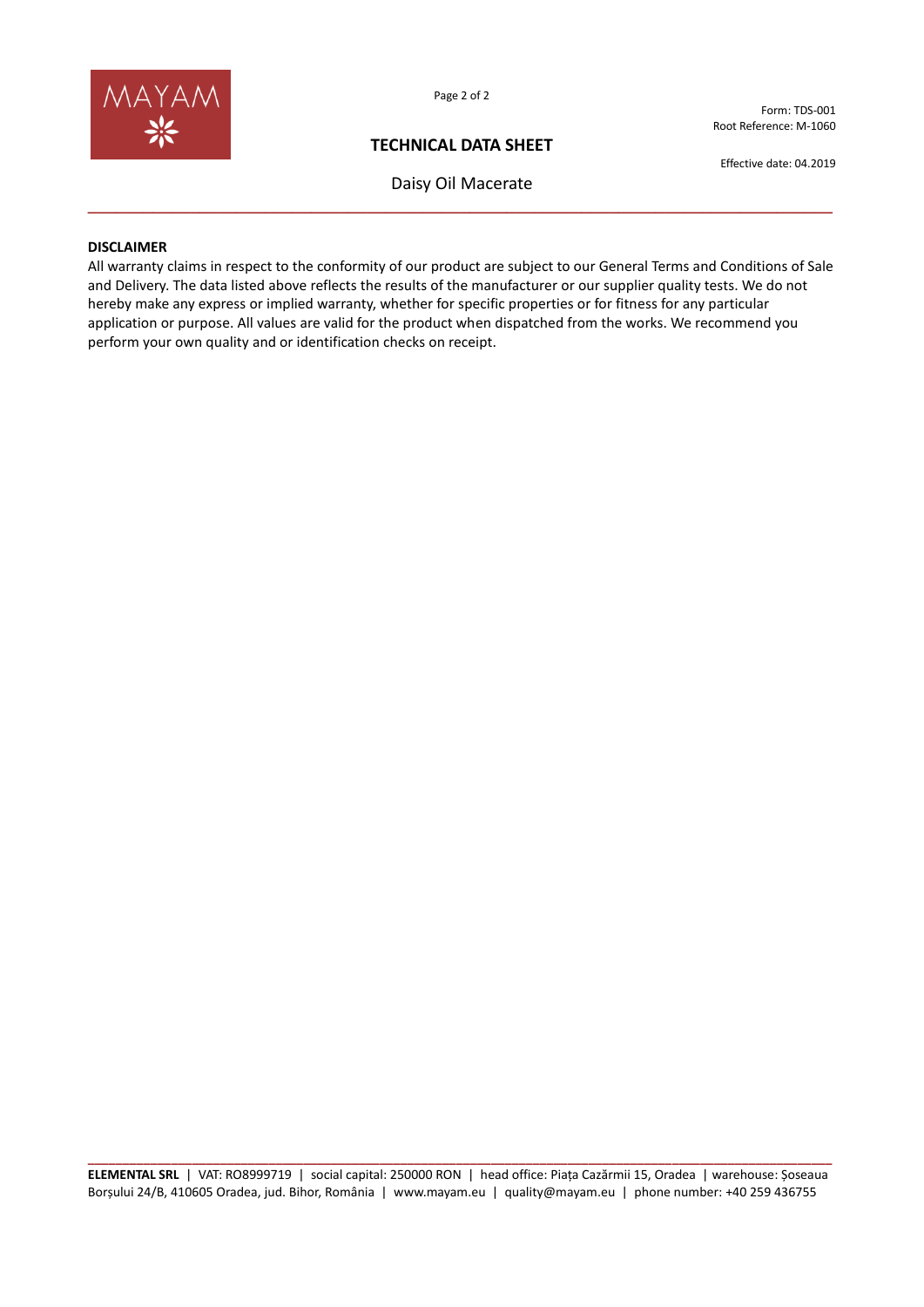**DISCLAIMER**

All warranty claims in respect to the conformity of our product are subject to our General Terms and Conditions of Sale and Delivery. The data listed above reflects the results of the manufacturer or our supplier quality tests. We do not hereby make any express or implied warranty, whether for specific properties or for fitness for any particular application or purpose. All values are valid for the product when dispatched from the works. We recommend you perform your own quality and or identification checks on receipt.